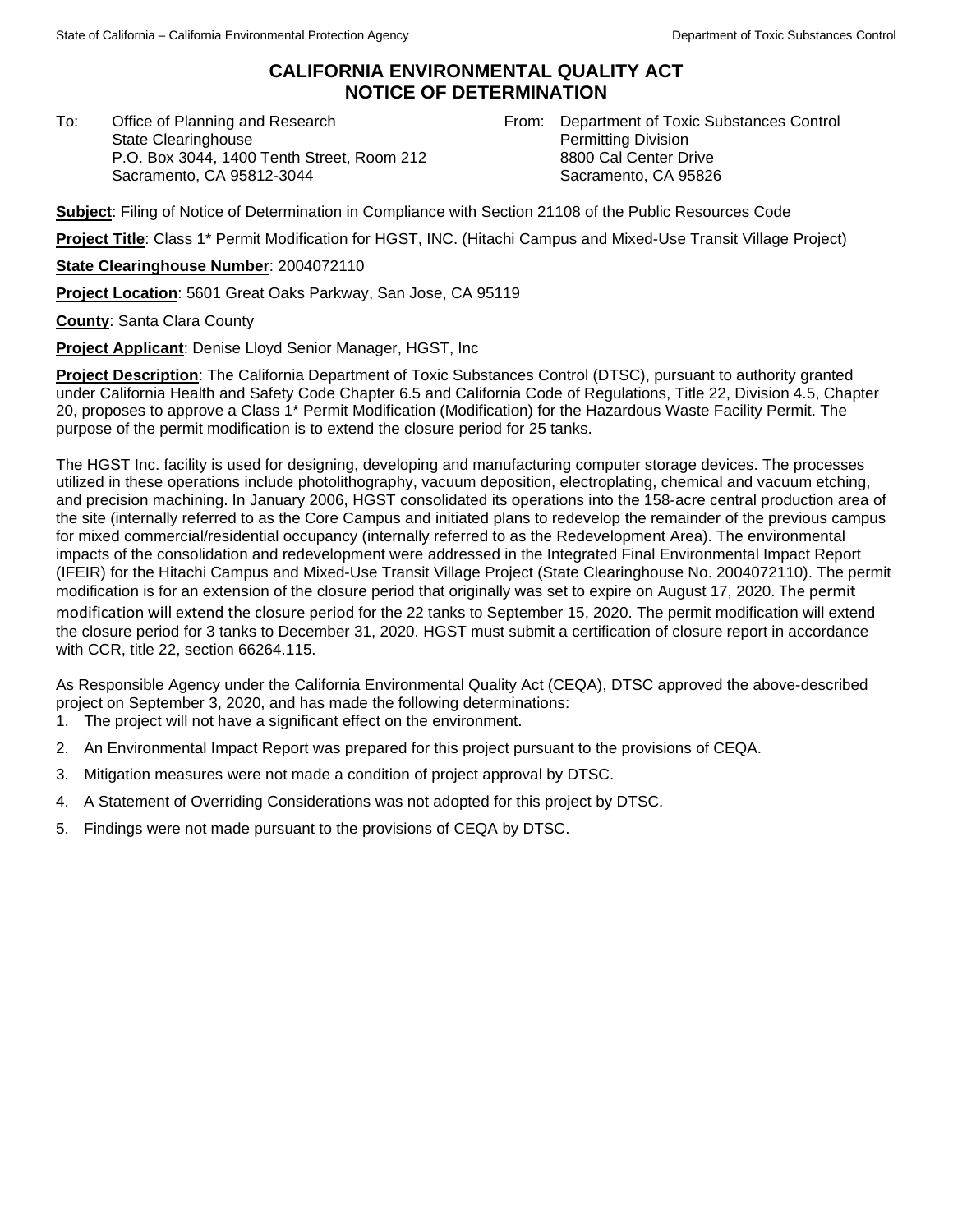# CALIFORNIA ENVIRONMENTAL QUALITY ACT
# NOTICE OF DETERMINATION

To: Office of Planning and Research
State Clearinghouse
P.O. Box 3044, 1400 Tenth Street, Room 212
Sacramento, CA 95812-3044

From: Department of Toxic Substances Control
Permitting Division
8800 Cal Center Drive
Sacramento, CA 95826

**Subject**: Filing of Notice of Determination in Compliance with Section 21108 of the Public Resources Code

**Project Title**: Class 1* Permit Modification for HGST, INC. (Hitachi Campus and Mixed-Use Transit Village Project)

**State Clearinghouse Number**: 2004072110

**Project Location**: 5601 Great Oaks Parkway, San Jose, CA 95119

**County**: Santa Clara County

**Project Applicant**: Denise Lloyd Senior Manager, HGST, Inc

**Project Description**: The California Department of Toxic Substances Control (DTSC), pursuant to authority granted under California Health and Safety Code Chapter 6.5 and California Code of Regulations, Title 22, Division 4.5, Chapter 20, proposes to approve a Class 1* Permit Modification (Modification) for the Hazardous Waste Facility Permit. The purpose of the permit modification is to extend the closure period for 25 tanks.

The HGST Inc. facility is used for designing, developing and manufacturing computer storage devices. The processes utilized in these operations include photolithography, vacuum deposition, electroplating, chemical and vacuum etching, and precision machining. In January 2006, HGST consolidated its operations into the 158-acre central production area of the site (internally referred to as the Core Campus and initiated plans to redevelop the remainder of the previous campus for mixed commercial/residential occupancy (internally referred to as the Redevelopment Area). The environmental impacts of the consolidation and redevelopment were addressed in the Integrated Final Environmental Impact Report (IFEIR) for the Hitachi Campus and Mixed-Use Transit Village Project (State Clearinghouse No. 2004072110). The permit modification is for an extension of the closure period that originally was set to expire on August 17, 2020. The permit modification will extend the closure period for the 22 tanks to September 15, 2020. The permit modification will extend the closure period for 3 tanks to December 31, 2020. HGST must submit a certification of closure report in accordance with CCR, title 22, section 66264.115.

As Responsible Agency under the California Environmental Quality Act (CEQA), DTSC approved the above-described project on September 3, 2020, and has made the following determinations:

1. The project will not have a significant effect on the environment.
2. An Environmental Impact Report was prepared for this project pursuant to the provisions of CEQA.
3. Mitigation measures were not made a condition of project approval by DTSC.
4. A Statement of Overriding Considerations was not adopted for this project by DTSC.
5. Findings were not made pursuant to the provisions of CEQA by DTSC.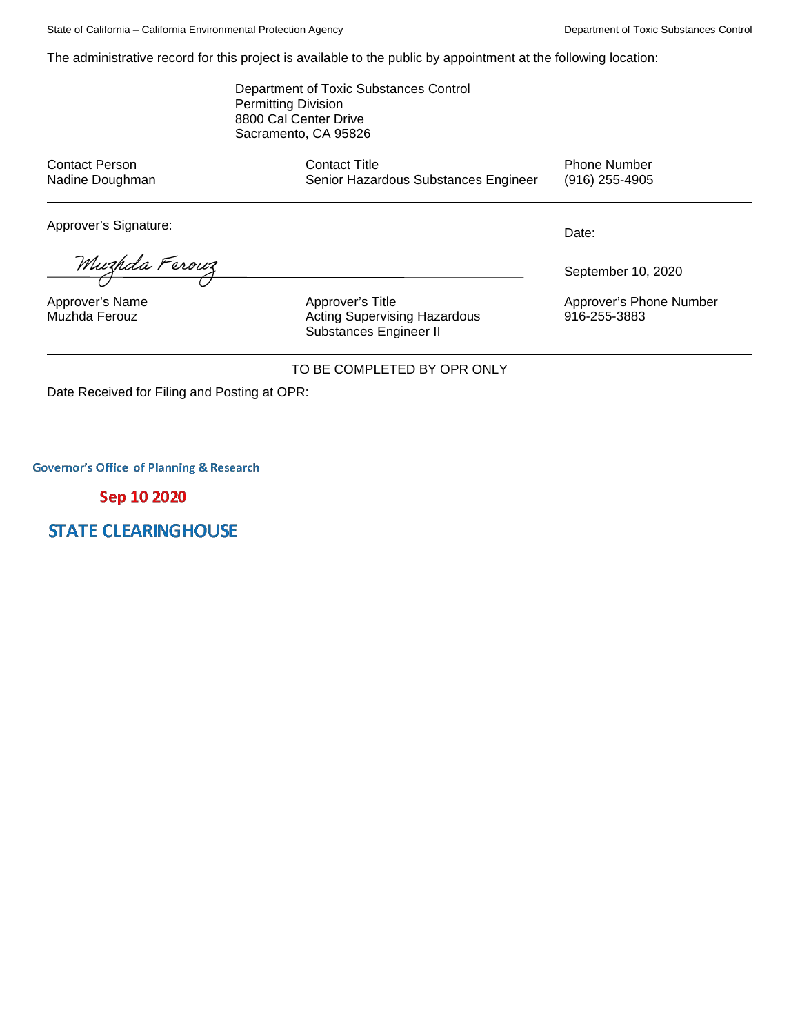The administrative record for this project is available to the public by appointment at the following location:

Department of Toxic Substances Control
Permitting Division
8800 Cal Center Drive
Sacramento, CA 95826

| Contact Person | Contact Title | Phone Number |
| --- | --- | --- |
| Nadine Doughman | Senior Hazardous Substances Engineer | (916) 255-4905 |

Approver's Signature:

Muzhda Ferouz

Date:

September 10, 2020

| Approver's Name | Approver's Title | Approver's Phone Number |
| --- | --- | --- |
| Muzhda Ferouz | Acting Supervising Hazardous Substances Engineer II | 916-255-3883 |

TO BE COMPLETED BY OPR ONLY

Date Received for Filing and Posting at OPR:

Governor's Office of Planning & Research

Sep 10 2020

STATE CLEARINGHOUSE